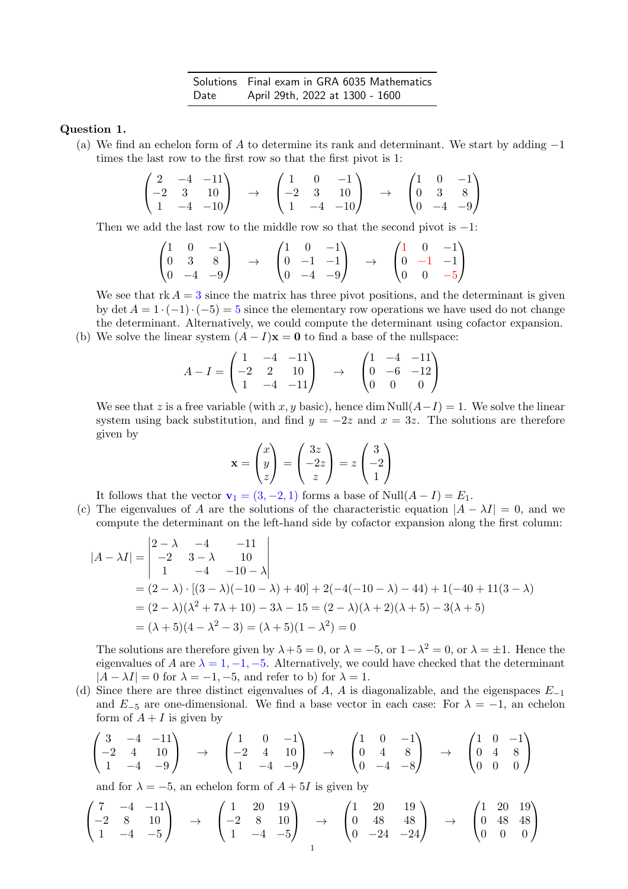| Solutions | Final exam in GRA 6035 Mathematics |
|---|---|
| Date | April 29th, 2022 at 1300 - 1600 |

**Question 1.**

(a) We find an echelon form of $A$ to determine its rank and determinant. We start by adding $-1$ times the last row to the first row so that the first pivot is 1:

$$\begin{pmatrix} 2 & -4 & -11 \\ -2 & 3 & 10 \\ 1 & -4 & -10 \end{pmatrix} \to \begin{pmatrix} 1 & 0 & -1 \\ -2 & 3 & 10 \\ 1 & -4 & -10 \end{pmatrix} \to \begin{pmatrix} 1 & 0 & -1 \\ 0 & 3 & 8 \\ 0 & -4 & -9 \end{pmatrix}$$

Then we add the last row to the middle row so that the second pivot is $-1$:

$$\begin{pmatrix} 1 & 0 & -1 \\ 0 & 3 & 8 \\ 0 & -4 & -9 \end{pmatrix} \to \begin{pmatrix} 1 & 0 & -1 \\ 0 & -1 & -1 \\ 0 & -4 & -9 \end{pmatrix} \to \begin{pmatrix} 1 & 0 & -1 \\ 0 & -1 & -1 \\ 0 & 0 & -5 \end{pmatrix}$$

We see that $\text{rk}\, A = 3$ since the matrix has three pivot positions, and the determinant is given by $\det A = 1 \cdot (-1) \cdot (-5) = 5$ since the elementary row operations we have used do not change the determinant. Alternatively, we could compute the determinant using cofactor expansion.

(b) We solve the linear system $(A - I)\mathbf{x} = \mathbf{0}$ to find a base of the nullspace:

$$A - I = \begin{pmatrix} 1 & -4 & -11 \\ -2 & 2 & 10 \\ 1 & -4 & -11 \end{pmatrix} \to \begin{pmatrix} 1 & -4 & -11 \\ 0 & -6 & -12 \\ 0 & 0 & 0 \end{pmatrix}$$

We see that $z$ is a free variable (with $x, y$ basic), hence $\dim \text{Null}(A - I) = 1$. We solve the linear system using back substitution, and find $y = -2z$ and $x = 3z$. The solutions are therefore given by

$$\mathbf{x} = \begin{pmatrix} x \\ y \\ z \end{pmatrix} = \begin{pmatrix} 3z \\ -2z \\ z \end{pmatrix} = z \begin{pmatrix} 3 \\ -2 \\ 1 \end{pmatrix}$$

It follows that the vector $\mathbf{v}_1 = (3, -2, 1)$ forms a base of $\text{Null}(A - I) = E_1$.

(c) The eigenvalues of $A$ are the solutions of the characteristic equation $|A - \lambda I| = 0$, and we compute the determinant on the left-hand side by cofactor expansion along the first column:

$$\begin{aligned} |A - \lambda I| &= \begin{vmatrix} 2-\lambda & -4 & -11 \\ -2 & 3-\lambda & 10 \\ 1 & -4 & -10-\lambda \end{vmatrix} \\ &= (2-\lambda) \cdot [(3-\lambda)(-10-\lambda) + 40] + 2(-4(-10-\lambda) - 44) + 1(-40 + 11(3-\lambda)) \\ &= (2-\lambda)(\lambda^2 + 7\lambda + 10) - 3\lambda - 15 = (2-\lambda)(\lambda+2)(\lambda+5) - 3(\lambda+5) \\ &= (\lambda+5)(4 - \lambda^2 - 3) = (\lambda+5)(1-\lambda^2) = 0 \end{aligned}$$

The solutions are therefore given by $\lambda + 5 = 0$, or $\lambda = -5$, or $1 - \lambda^2 = 0$, or $\lambda = \pm 1$. Hence the eigenvalues of $A$ are $\lambda = 1, -1, -5$. Alternatively, we could have checked that the determinant $|A - \lambda I| = 0$ for $\lambda = -1, -5$, and refer to b) for $\lambda = 1$.

(d) Since there are three distinct eigenvalues of $A$, $A$ is diagonalizable, and the eigenspaces $E_{-1}$ and $E_{-5}$ are one-dimensional. We find a base vector in each case: For $\lambda = -1$, an echelon form of $A + I$ is given by

$$\begin{pmatrix} 3 & -4 & -11 \\ -2 & 4 & 10 \\ 1 & -4 & -9 \end{pmatrix} \to \begin{pmatrix} 1 & 0 & -1 \\ -2 & 4 & 10 \\ 1 & -4 & -9 \end{pmatrix} \to \begin{pmatrix} 1 & 0 & -1 \\ 0 & 4 & 8 \\ 0 & -4 & -8 \end{pmatrix} \to \begin{pmatrix} 1 & 0 & -1 \\ 0 & 4 & 8 \\ 0 & 0 & 0 \end{pmatrix}$$

and for $\lambda = -5$, an echelon form of $A + 5I$ is given by

$$\begin{pmatrix} 7 & -4 & -11 \\ -2 & 8 & 10 \\ 1 & -4 & -5 \end{pmatrix} \to \begin{pmatrix} 1 & 20 & 19 \\ -2 & 8 & 10 \\ 1 & -4 & -5 \end{pmatrix} \to \begin{pmatrix} 1 & 20 & 19 \\ 0 & 48 & 48 \\ 0 & -24 & -24 \end{pmatrix} \to \begin{pmatrix} 1 & 20 & 19 \\ 0 & 48 & 48 \\ 0 & 0 & 0 \end{pmatrix}$$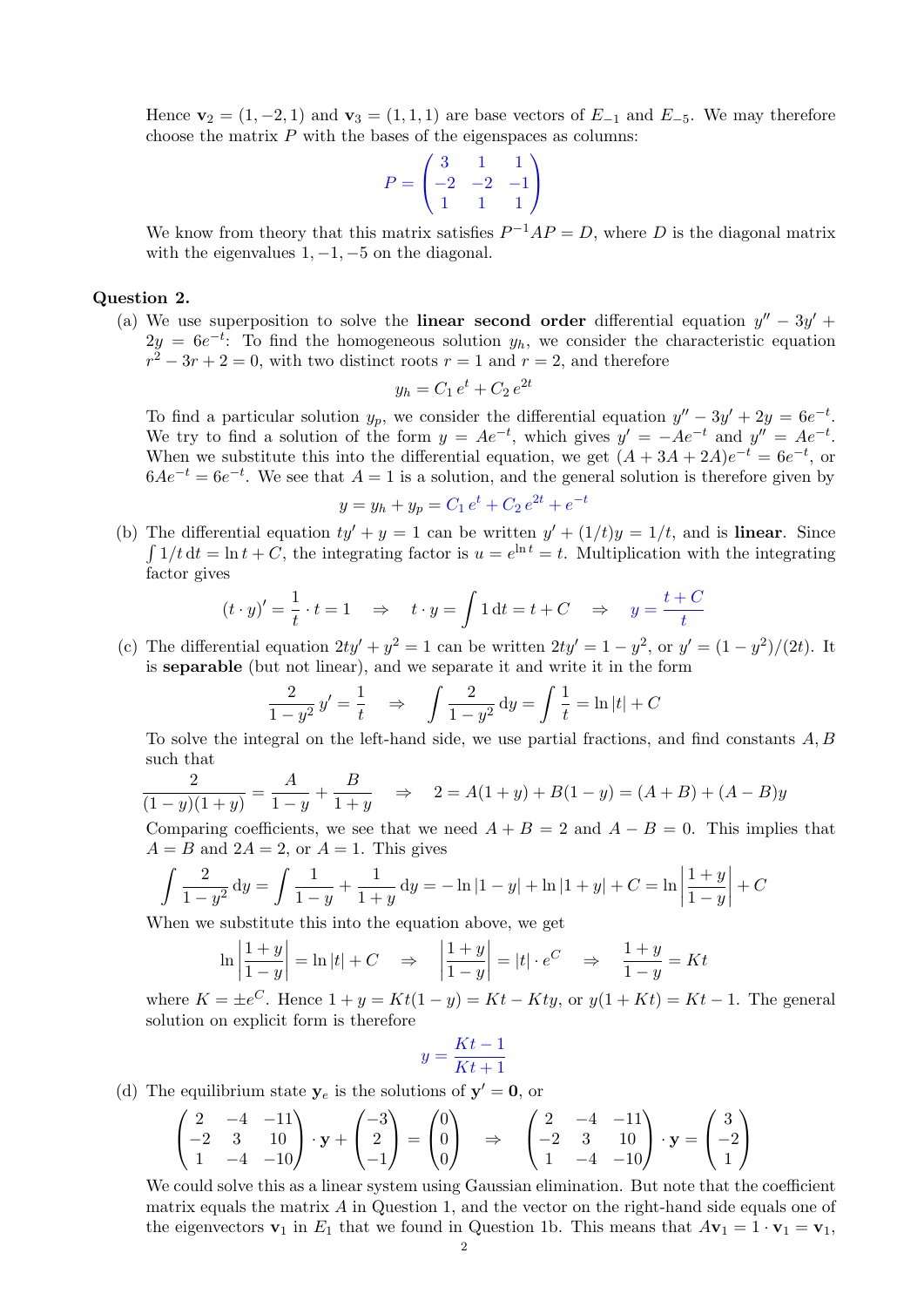Hence $\mathbf{v}_2 = (1, -2, 1)$ and $\mathbf{v}_3 = (1, 1, 1)$ are base vectors of $E_{-1}$ and $E_{-5}$. We may therefore choose the matrix $P$ with the bases of the eigenspaces as columns:

$$P = \begin{pmatrix} 3 & 1 & 1 \\ -2 & -2 & -1 \\ 1 & 1 & 1 \end{pmatrix}$$

We know from theory that this matrix satisfies $P^{-1}AP = D$, where $D$ is the diagonal matrix with the eigenvalues $1, -1, -5$ on the diagonal.

**Question 2.**

(a) We use superposition to solve the **linear second order** differential equation $y'' - 3y' + 2y = 6e^{-t}$: To find the homogeneous solution $y_h$, we consider the characteristic equation $r^2 - 3r + 2 = 0$, with two distinct roots $r = 1$ and $r = 2$, and therefore

$$y_h = C_1\, e^t + C_2\, e^{2t}$$

To find a particular solution $y_p$, we consider the differential equation $y'' - 3y' + 2y = 6e^{-t}$. We try to find a solution of the form $y = Ae^{-t}$, which gives $y' = -Ae^{-t}$ and $y'' = Ae^{-t}$. When we substitute this into the differential equation, we get $(A + 3A + 2A)e^{-t} = 6e^{-t}$, or $6Ae^{-t} = 6e^{-t}$. We see that $A = 1$ is a solution, and the general solution is therefore given by

$$y = y_h + y_p = C_1\, e^t + C_2\, e^{2t} + e^{-t}$$

(b) The differential equation $ty' + y = 1$ can be written $y' + (1/t)y = 1/t$, and is **linear**. Since $\int 1/t \,\mathrm{d}t = \ln t + C$, the integrating factor is $u = e^{\ln t} = t$. Multiplication with the integrating factor gives

$$(t \cdot y)' = \frac{1}{t} \cdot t = 1 \quad \Rightarrow \quad t \cdot y = \int 1 \,\mathrm{d}t = t + C \quad \Rightarrow \quad y = \frac{t + C}{t}$$

(c) The differential equation $2ty' + y^2 = 1$ can be written $2ty' = 1 - y^2$, or $y' = (1 - y^2)/(2t)$. It is **separable** (but not linear), and we separate it and write it in the form

$$\frac{2}{1 - y^2}\, y' = \frac{1}{t} \quad \Rightarrow \quad \int \frac{2}{1 - y^2} \,\mathrm{d}y = \int \frac{1}{t} = \ln |t| + C$$

To solve the integral on the left-hand side, we use partial fractions, and find constants $A, B$ such that

$$\frac{2}{(1 - y)(1 + y)} = \frac{A}{1 - y} + \frac{B}{1 + y} \quad \Rightarrow \quad 2 = A(1 + y) + B(1 - y) = (A + B) + (A - B)y$$

Comparing coefficients, we see that we need $A + B = 2$ and $A - B = 0$. This implies that $A = B$ and $2A = 2$, or $A = 1$. This gives

$$\int \frac{2}{1 - y^2} \,\mathrm{d}y = \int \frac{1}{1 - y} + \frac{1}{1 + y} \,\mathrm{d}y = -\ln|1 - y| + \ln|1 + y| + C = \ln\left|\frac{1 + y}{1 - y}\right| + C$$

When we substitute this into the equation above, we get

$$\ln\left|\frac{1 + y}{1 - y}\right| = \ln|t| + C \quad \Rightarrow \quad \left|\frac{1 + y}{1 - y}\right| = |t| \cdot e^C \quad \Rightarrow \quad \frac{1 + y}{1 - y} = Kt$$

where $K = \pm e^C$. Hence $1 + y = Kt(1 - y) = Kt - Kty$, or $y(1 + Kt) = Kt - 1$. The general solution on explicit form is therefore

$$y = \frac{Kt - 1}{Kt + 1}$$

(d) The equilibrium state $\mathbf{y}_e$ is the solutions of $\mathbf{y}' = \mathbf{0}$, or

$$\begin{pmatrix} 2 & -4 & -11 \\ -2 & 3 & 10 \\ 1 & -4 & -10 \end{pmatrix} \cdot \mathbf{y} + \begin{pmatrix} -3 \\ 2 \\ -1 \end{pmatrix} = \begin{pmatrix} 0 \\ 0 \\ 0 \end{pmatrix} \quad \Rightarrow \quad \begin{pmatrix} 2 & -4 & -11 \\ -2 & 3 & 10 \\ 1 & -4 & -10 \end{pmatrix} \cdot \mathbf{y} = \begin{pmatrix} 3 \\ -2 \\ 1 \end{pmatrix}$$

We could solve this as a linear system using Gaussian elimination. But note that the coefficient matrix equals the matrix $A$ in Question 1, and the vector on the right-hand side equals one of the eigenvectors $\mathbf{v}_1$ in $E_1$ that we found in Question 1b. This means that $A\mathbf{v}_1 = 1 \cdot \mathbf{v}_1 = \mathbf{v}_1$,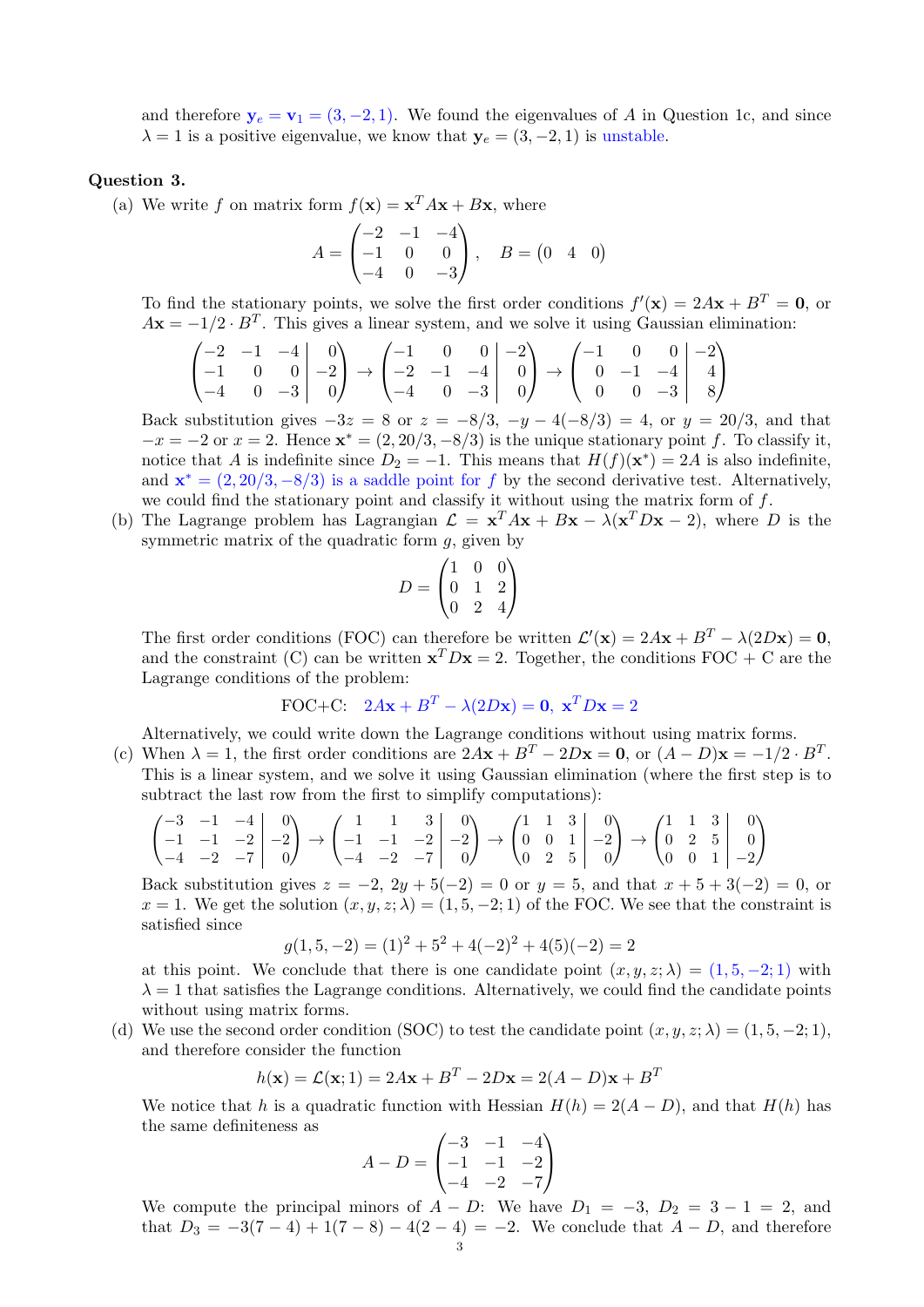and therefore $\mathbf{y}_e = \mathbf{v}_1 = (3, -2, 1)$. We found the eigenvalues of $A$ in Question 1c, and since $\lambda = 1$ is a positive eigenvalue, we know that $\mathbf{y}_e = (3, -2, 1)$ is unstable.

**Question 3.**

(a) We write $f$ on matrix form $f(\mathbf{x}) = \mathbf{x}^T A\mathbf{x} + B\mathbf{x}$, where

$$A = \begin{pmatrix} -2 & -1 & -4 \\ -1 & 0 & 0 \\ -4 & 0 & -3 \end{pmatrix}, \quad B = \begin{pmatrix} 0 & 4 & 0 \end{pmatrix}$$

To find the stationary points, we solve the first order conditions $f'(\mathbf{x}) = 2A\mathbf{x} + B^T = \mathbf{0}$, or $A\mathbf{x} = -1/2 \cdot B^T$. This gives a linear system, and we solve it using Gaussian elimination:

$$\left(\begin{array}{ccc|c} -2 & -1 & -4 & 0 \\ -1 & 0 & 0 & -2 \\ -4 & 0 & -3 & 0 \end{array}\right) \to \left(\begin{array}{ccc|c} -1 & 0 & 0 & -2 \\ -2 & -1 & -4 & 0 \\ -4 & 0 & -3 & 0 \end{array}\right) \to \left(\begin{array}{ccc|c} -1 & 0 & 0 & -2 \\ 0 & -1 & -4 & 4 \\ 0 & 0 & -3 & 8 \end{array}\right)$$

Back substitution gives $-3z = 8$ or $z = -8/3$, $-y - 4(-8/3) = 4$, or $y = 20/3$, and that $-x = -2$ or $x = 2$. Hence $\mathbf{x}^* = (2, 20/3, -8/3)$ is the unique stationary point $f$. To classify it, notice that $A$ is indefinite since $D_2 = -1$. This means that $H(f)(\mathbf{x}^*) = 2A$ is also indefinite, and $\mathbf{x}^* = (2, 20/3, -8/3)$ is a saddle point for $f$ by the second derivative test. Alternatively, we could find the stationary point and classify it without using the matrix form of $f$.

(b) The Lagrange problem has Lagrangian $\mathcal{L} = \mathbf{x}^T A\mathbf{x} + B\mathbf{x} - \lambda(\mathbf{x}^T D\mathbf{x} - 2)$, where $D$ is the symmetric matrix of the quadratic form $g$, given by

$$D = \begin{pmatrix} 1 & 0 & 0 \\ 0 & 1 & 2 \\ 0 & 2 & 4 \end{pmatrix}$$

The first order conditions (FOC) can therefore be written $\mathcal{L}'(\mathbf{x}) = 2A\mathbf{x} + B^T - \lambda(2D\mathbf{x}) = \mathbf{0}$, and the constraint (C) can be written $\mathbf{x}^T D\mathbf{x} = 2$. Together, the conditions FOC + C are the Lagrange conditions of the problem:

$$\text{FOC+C:} \quad 2A\mathbf{x} + B^T - \lambda(2D\mathbf{x}) = \mathbf{0}, \ \mathbf{x}^T D\mathbf{x} = 2$$

Alternatively, we could write down the Lagrange conditions without using matrix forms.

(c) When $\lambda = 1$, the first order conditions are $2A\mathbf{x} + B^T - 2D\mathbf{x} = \mathbf{0}$, or $(A - D)\mathbf{x} = -1/2 \cdot B^T$. This is a linear system, and we solve it using Gaussian elimination (where the first step is to subtract the last row from the first to simplify computations):

$$\left(\begin{array}{ccc|c} -3 & -1 & -4 & 0 \\ -1 & -1 & -2 & -2 \\ -4 & -2 & -7 & 0 \end{array}\right) \to \left(\begin{array}{ccc|c} 1 & 1 & 3 & 0 \\ -1 & -1 & -2 & -2 \\ -4 & -2 & -7 & 0 \end{array}\right) \to \left(\begin{array}{ccc|c} 1 & 1 & 3 & 0 \\ 0 & 0 & 1 & -2 \\ 0 & 2 & 5 & 0 \end{array}\right) \to \left(\begin{array}{ccc|c} 1 & 1 & 3 & 0 \\ 0 & 2 & 5 & 0 \\ 0 & 0 & 1 & -2 \end{array}\right)$$

Back substitution gives $z = -2$, $2y + 5(-2) = 0$ or $y = 5$, and that $x + 5 + 3(-2) = 0$, or $x = 1$. We get the solution $(x, y, z; \lambda) = (1, 5, -2; 1)$ of the FOC. We see that the constraint is satisfied since

$$g(1, 5, -2) = (1)^2 + 5^2 + 4(-2)^2 + 4(5)(-2) = 2$$

at this point. We conclude that there is one candidate point $(x, y, z; \lambda) = (1, 5, -2; 1)$ with $\lambda = 1$ that satisfies the Lagrange conditions. Alternatively, we could find the candidate points without using matrix forms.

(d) We use the second order condition (SOC) to test the candidate point $(x, y, z; \lambda) = (1, 5, -2; 1)$, and therefore consider the function

$$h(\mathbf{x}) = \mathcal{L}(\mathbf{x}; 1) = 2A\mathbf{x} + B^T - 2D\mathbf{x} = 2(A - D)\mathbf{x} + B^T$$

We notice that $h$ is a quadratic function with Hessian $H(h) = 2(A - D)$, and that $H(h)$ has the same definiteness as

$$A - D = \begin{pmatrix} -3 & -1 & -4 \\ -1 & -1 & -2 \\ -4 & -2 & -7 \end{pmatrix}$$

We compute the principal minors of $A - D$: We have $D_1 = -3$, $D_2 = 3 - 1 = 2$, and that $D_3 = -3(7 - 4) + 1(7 - 8) - 4(2 - 4) = -2$. We conclude that $A - D$, and therefore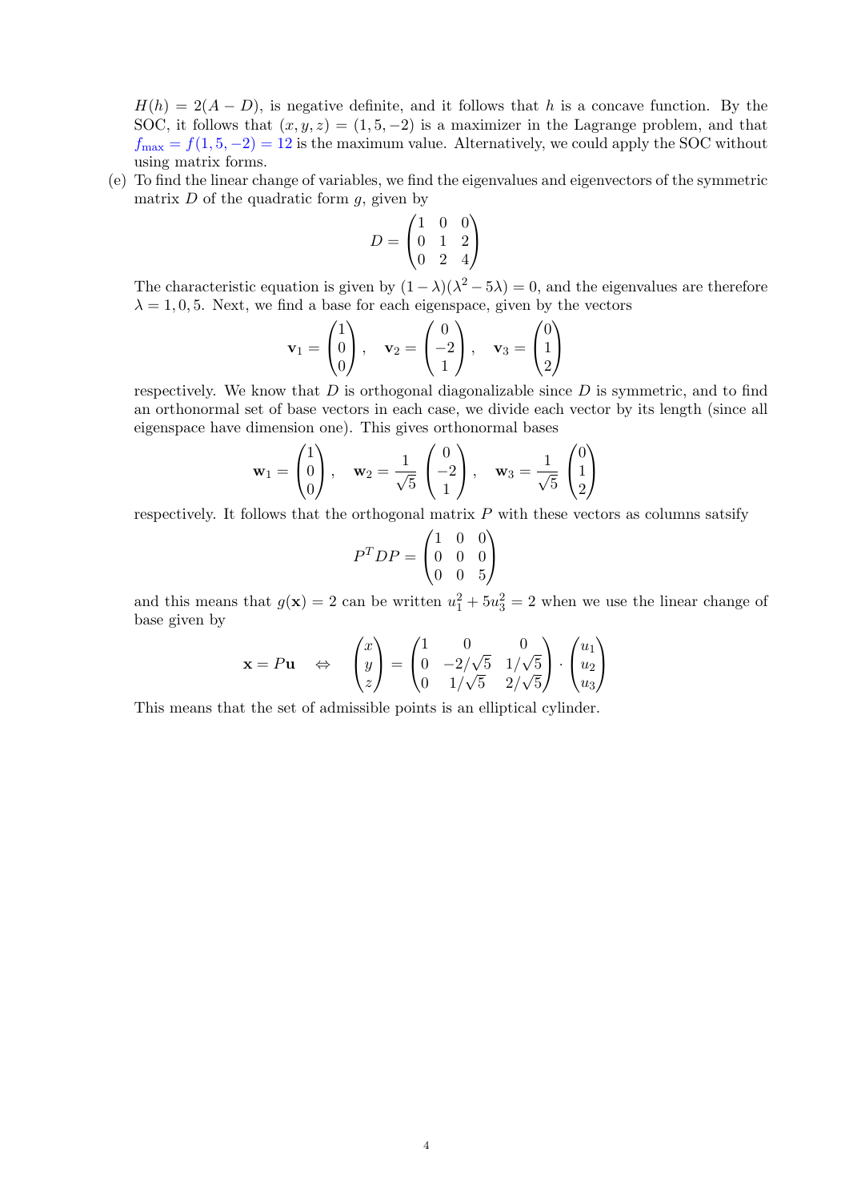$H(h) = 2(A - D)$, is negative definite, and it follows that $h$ is a concave function. By the SOC, it follows that $(x, y, z) = (1, 5, -2)$ is a maximizer in the Lagrange problem, and that $f_{\max} = f(1, 5, -2) = 12$ is the maximum value. Alternatively, we could apply the SOC without using matrix forms.

(e) To find the linear change of variables, we find the eigenvalues and eigenvectors of the symmetric matrix $D$ of the quadratic form $g$, given by

$$D = \begin{pmatrix} 1 & 0 & 0 \\ 0 & 1 & 2 \\ 0 & 2 & 4 \end{pmatrix}$$

The characteristic equation is given by $(1 - \lambda)(\lambda^2 - 5\lambda) = 0$, and the eigenvalues are therefore $\lambda = 1, 0, 5$. Next, we find a base for each eigenspace, given by the vectors

$$\mathbf{v}_1 = \begin{pmatrix} 1 \\ 0 \\ 0 \end{pmatrix}, \quad \mathbf{v}_2 = \begin{pmatrix} 0 \\ -2 \\ 1 \end{pmatrix}, \quad \mathbf{v}_3 = \begin{pmatrix} 0 \\ 1 \\ 2 \end{pmatrix}$$

respectively. We know that $D$ is orthogonal diagonalizable since $D$ is symmetric, and to find an orthonormal set of base vectors in each case, we divide each vector by its length (since all eigenspace have dimension one). This gives orthonormal bases

$$\mathbf{w}_1 = \begin{pmatrix} 1 \\ 0 \\ 0 \end{pmatrix}, \quad \mathbf{w}_2 = \frac{1}{\sqrt{5}} \begin{pmatrix} 0 \\ -2 \\ 1 \end{pmatrix}, \quad \mathbf{w}_3 = \frac{1}{\sqrt{5}} \begin{pmatrix} 0 \\ 1 \\ 2 \end{pmatrix}$$

respectively. It follows that the orthogonal matrix $P$ with these vectors as columns satsify

$$P^T D P = \begin{pmatrix} 1 & 0 & 0 \\ 0 & 0 & 0 \\ 0 & 0 & 5 \end{pmatrix}$$

and this means that $g(\mathbf{x}) = 2$ can be written $u_1^2 + 5u_3^2 = 2$ when we use the linear change of base given by

$$\mathbf{x} = P\mathbf{u} \quad \Leftrightarrow \quad \begin{pmatrix} x \\ y \\ z \end{pmatrix} = \begin{pmatrix} 1 & 0 & 0 \\ 0 & -2/\sqrt{5} & 1/\sqrt{5} \\ 0 & 1/\sqrt{5} & 2/\sqrt{5} \end{pmatrix} \cdot \begin{pmatrix} u_1 \\ u_2 \\ u_3 \end{pmatrix}$$

This means that the set of admissible points is an elliptical cylinder.